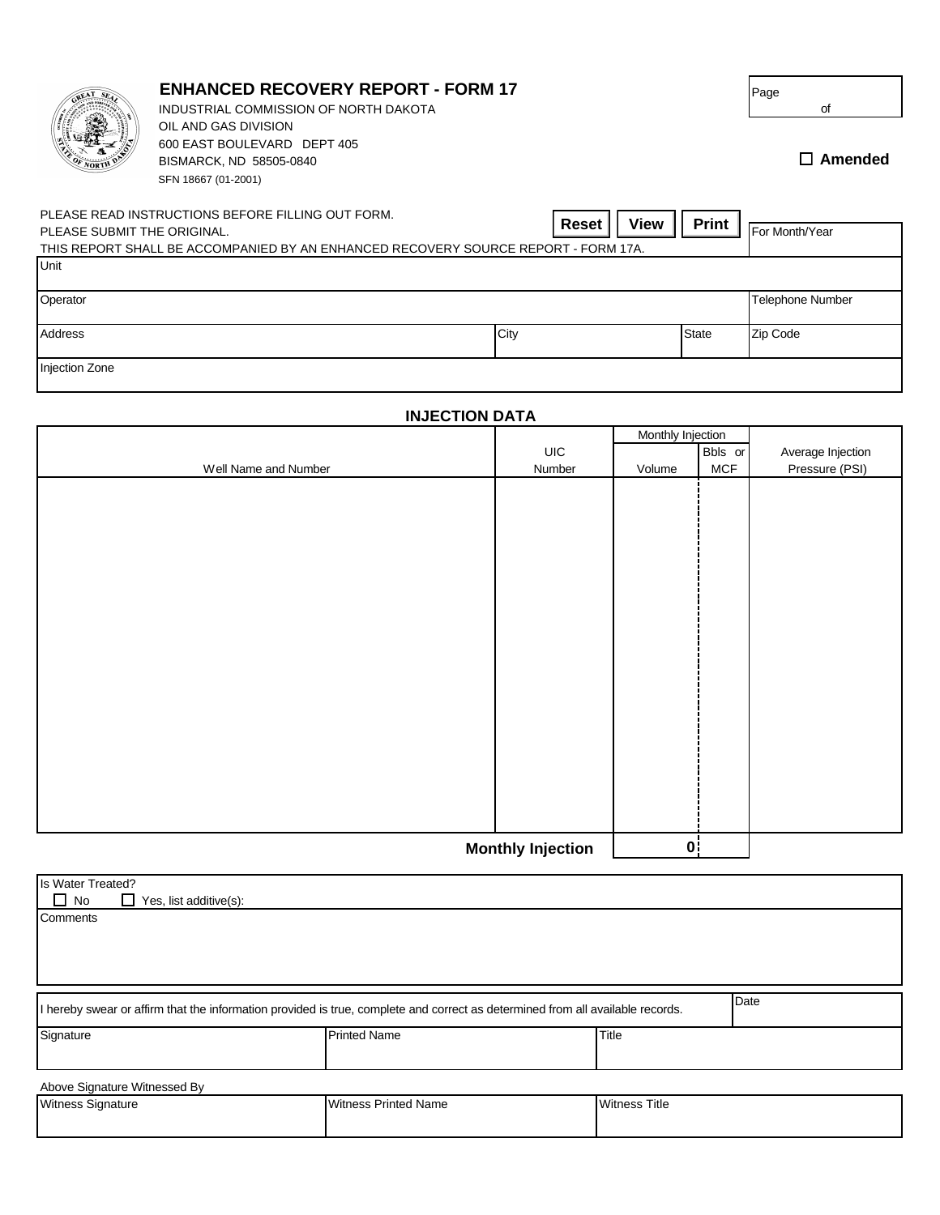# ENHANCED RECOVERY REPORT - FORM 17

INDUSTRIAL COMMISSION OF NORTH DAKOTA
OIL AND GAS DIVISION
600 EAST BOULEVARD DEPT 405
BISMARCK, ND 58505-0840
SFN 18667 (01-2001)

Page of

☐ **Amended**

PLEASE READ INSTRUCTIONS BEFORE FILLING OUT FORM.
PLEASE SUBMIT THE ORIGINAL.
THIS REPORT SHALL BE ACCOMPANIED BY AN ENHANCED RECOVERY SOURCE REPORT - FORM 17A.

**Reset** **View** **Print**

| | | | |
|---|---|---|---|
| Unit | | | For Month/Year |
| Operator | | | Telephone Number |
| Address | City | State | Zip Code |
| Injection Zone | | | |

## INJECTION DATA

| | | Monthly Injection | | |
|---|---|---|---|---|
| Well Name and Number | UIC Number | Volume | Bbls or MCF | Average Injection Pressure (PSI) |
| | | | | |
| | **Monthly Injection** | **0** | | |

Is Water Treated?
☐ No ☐ Yes, list additive(s):

Comments

| | | | |
|---|---|---|---|
| I hereby swear or affirm that the information provided is true, complete and correct as determined from all available records. | | | Date |
| Signature | Printed Name | Title | |

Above Signature Witnessed By

| | | |
|---|---|---|
| Witness Signature | Witness Printed Name | Witness Title |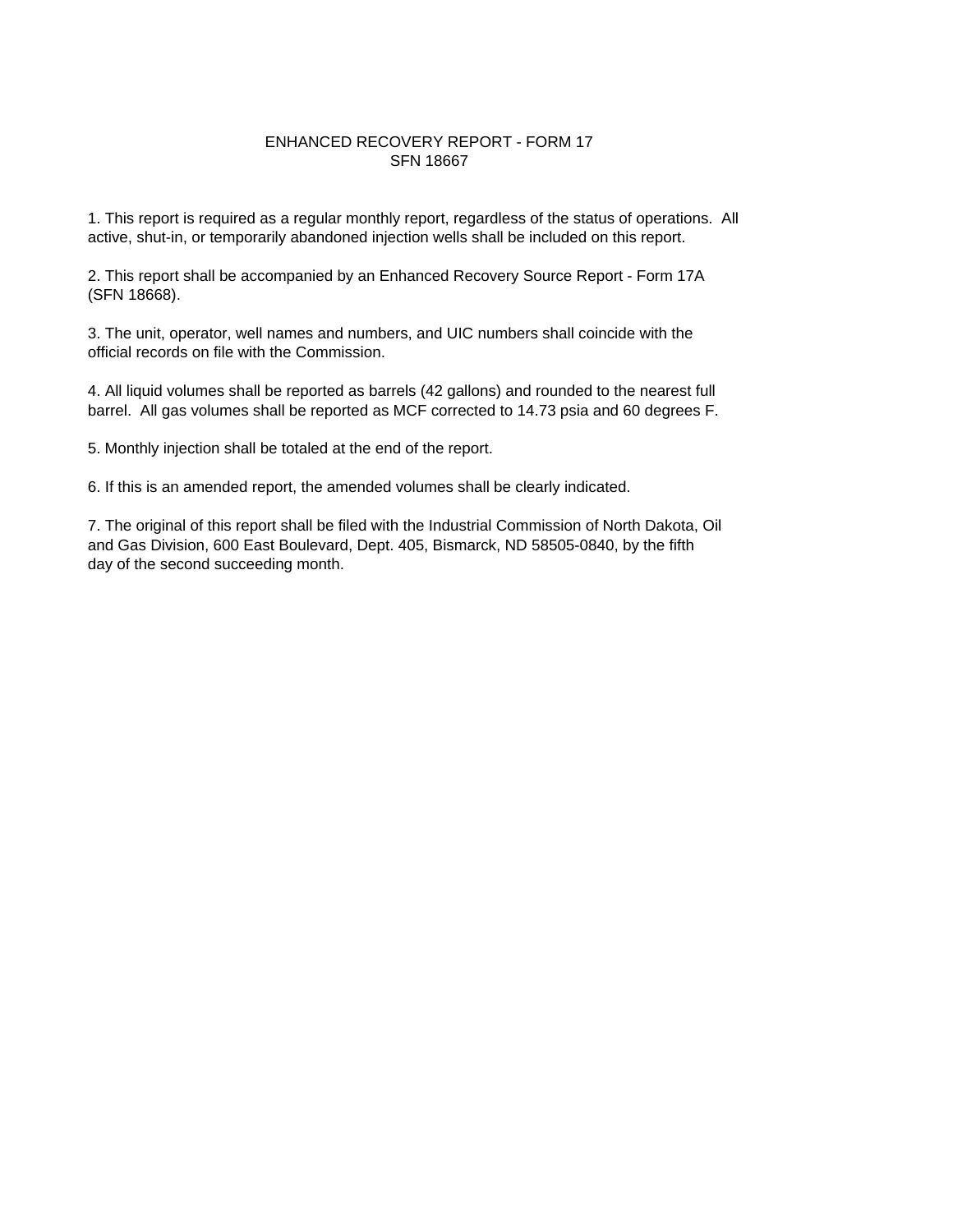# ENHANCED RECOVERY REPORT - FORM 17
## SFN 18667

1. This report is required as a regular monthly report, regardless of the status of operations. All active, shut-in, or temporarily abandoned injection wells shall be included on this report.

2. This report shall be accompanied by an Enhanced Recovery Source Report - Form 17A (SFN 18668).

3. The unit, operator, well names and numbers, and UIC numbers shall coincide with the official records on file with the Commission.

4. All liquid volumes shall be reported as barrels (42 gallons) and rounded to the nearest full barrel. All gas volumes shall be reported as MCF corrected to 14.73 psia and 60 degrees F.

5. Monthly injection shall be totaled at the end of the report.

6. If this is an amended report, the amended volumes shall be clearly indicated.

7. The original of this report shall be filed with the Industrial Commission of North Dakota, Oil and Gas Division, 600 East Boulevard, Dept. 405, Bismarck, ND 58505-0840, by the fifth day of the second succeeding month.